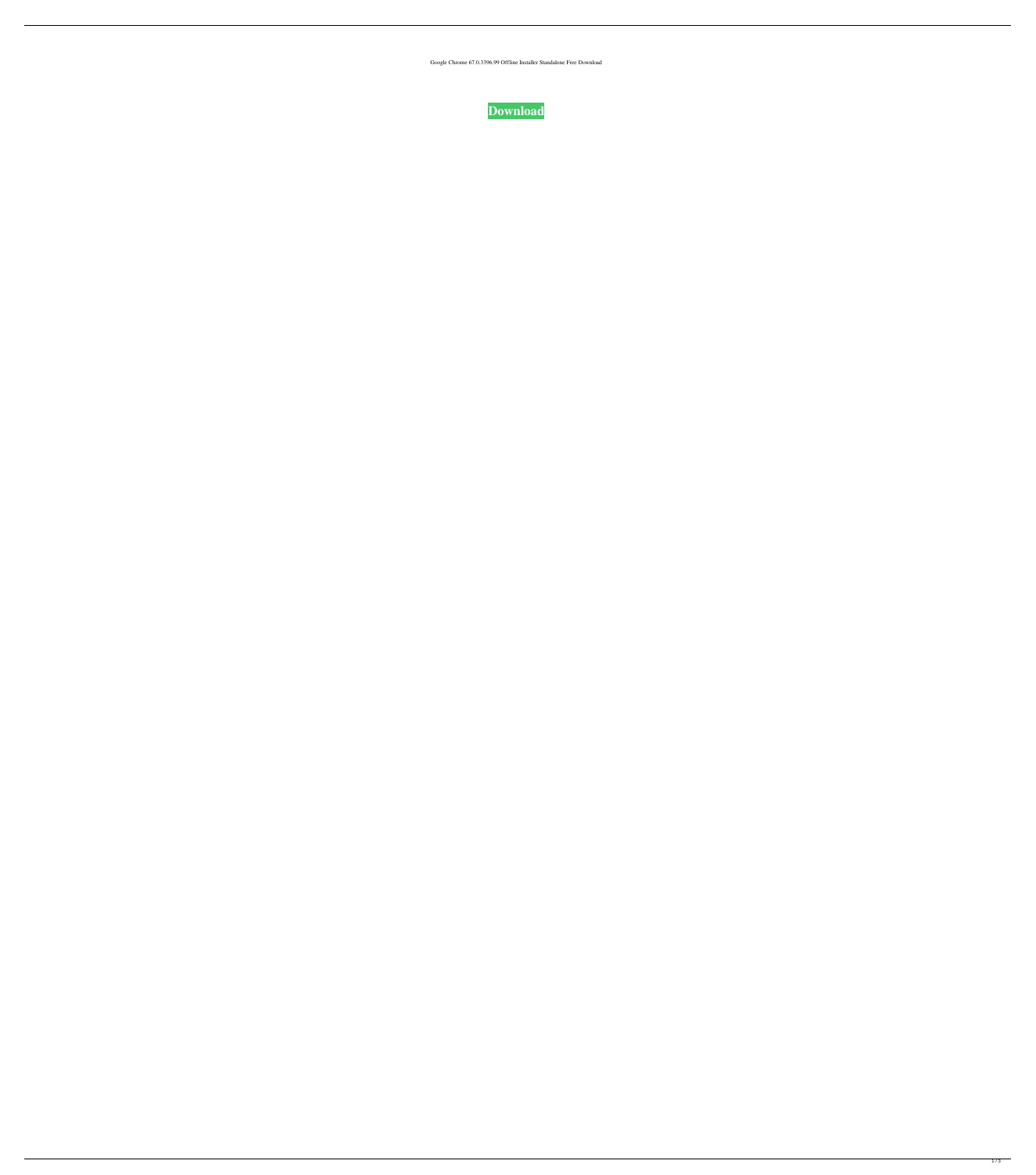Google Chrome 67.0.3396.99 Offline Installer Standalone Free Download

**Download**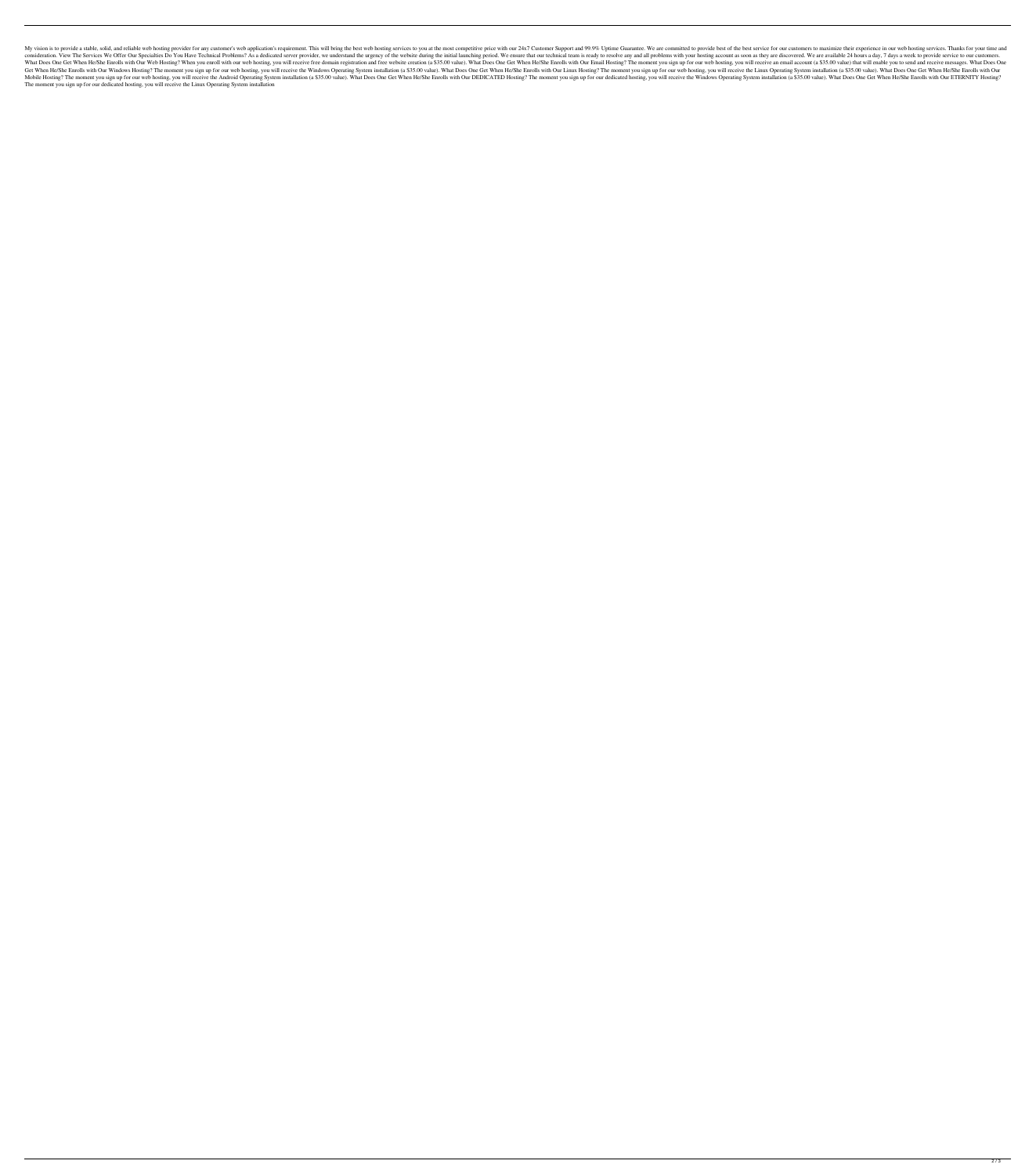My vision is to provide a stable, solid, and reliable web hosting provider for any customer's web application's requirement. This will bring the best web hosting services to you at the most competitive price with our 24x7 Customer Support and 99.9% Uptime Guarantee. We are committed to provide best of the best service for our customers to maximize their experience in our web hosting services. Thanks for your time and consideration. View The Services We Offer Our Specialties Do You Have Technical Problems? As a dedicated server provider, we understand the urgency of the website during the initial launching period. We ensure that our technical team is ready to resolve any and all problems with your hosting account as soon as they are discovered. We are available 24 hours a day, 7 days a week to provide service to our customers. What Does One Get When He/She Enrolls with Our Web Hosting? When you enroll with our web hosting, you will receive free domain registration and free website creation (a $35.00 value). What Does One Get When He/She Enrolls with Our Email Hosting? The moment you sign up for our web hosting, you will receive an email account (a $35.00 value) that will enable you to send and receive messages. What Does One Get When He/She Enrolls with Our Windows Hosting? The moment you sign up for our web hosting, you will receive the Windows Operating System installation (a $35.00 value). What Does One Get When He/She Enrolls with Our Linux Hosting? The moment you sign up for our web hosting, you will receive the Linux Operating System installation (a $35.00 value). What Does One Get When He/She Enrolls with Our Mobile Hosting? The moment you sign up for our web hosting, you will receive the Android Operating System installation (a $35.00 value). What Does One Get When He/She Enrolls with Our DEDICATED Hosting? The moment you sign up for our dedicated hosting, you will receive the Windows Operating System installation (a $35.00 value). What Does One Get When He/She Enrolls with Our ETERNITY Hosting? The moment you sign up for our dedicated hosting, you will receive the Linux Operating System installation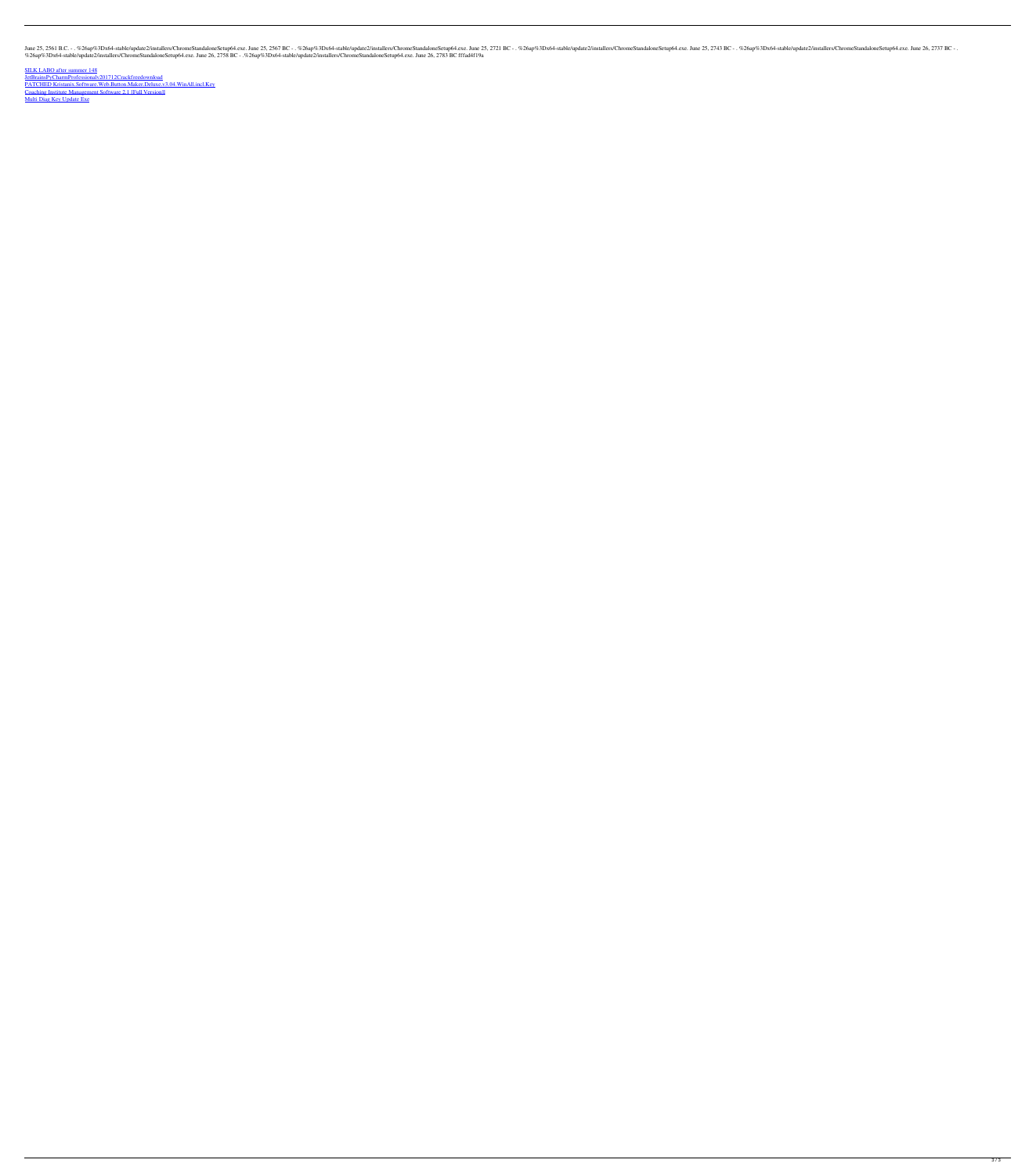June 25, 2561 B.C. - . %26ap%3Dx64-stable/update2/installers/ChromeStandaloneSetup64.exe. June 25, 2567 BC - . %26ap%3Dx64-stable/update2/installers/ChromeStandaloneSetup64.exe. June 25, 2721 BC - . %26ap%3Dx64-stable/update2/installers/ChromeStandaloneSetup64.exe. June 25, 2743 BC - . %26ap%3Dx64-stable/update2/installers/ChromeStandaloneSetup64.exe. June 26, 2737 BC - . %26ap%3Dx64-stable/update2/installers/ChromeStandaloneSetup64.exe. June 26, 2758 BC - .%26ap%3Dx64-stable/update2/installers/ChromeStandaloneSetup64.exe. June 26, 2783 BC fffad4f19a

SILK LABO after summer 148

JetBrainsPyCharmProfessionalv201712Crackfreedownload

PATCHED Kristanix.Software.Web.Button.Maker.Deluxe.v3.04.WinAll.incl.Key

Coaching Institute Management Software 2.1 [Full Version]|

Multi Diaz Key Update Exe